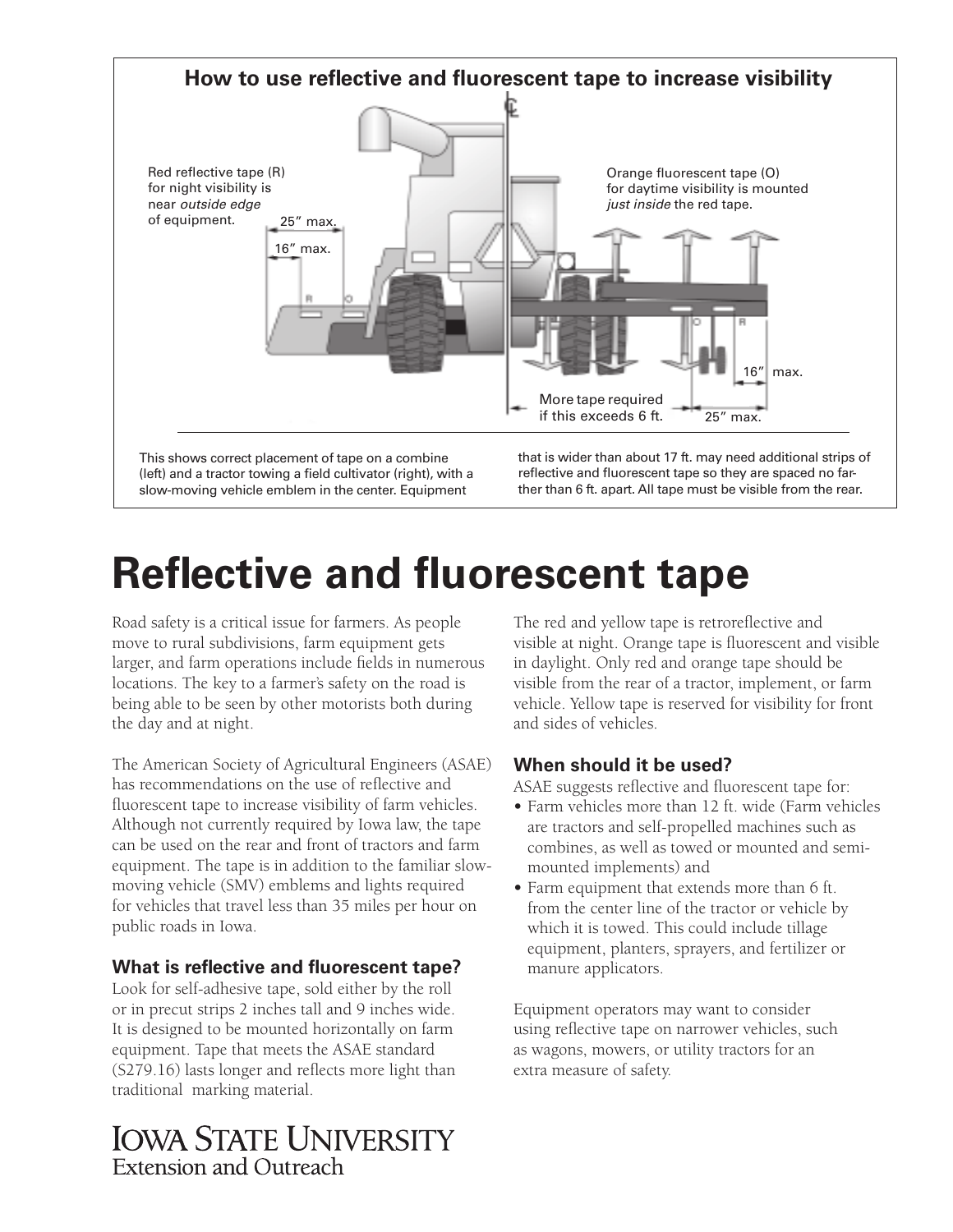## How to use reflective and fluorescent tape to increase visibility

Red reflective tape (R) for night visibility is near *outside edge* of equipment.

Orange fluorescent tape (O) for daytime visibility is mounted *just inside* the red tape.

25″ max.

16″ max.

More tape required if this exceeds 6 ft.

This shows correct placement of tape on a combine (left) and a tractor towing a field cultivator (right), with a slow-moving vehicle emblem in the center. Equipment that is wider than about 17 ft. may need additional strips of reflective and fluorescent tape so they are spaced no farther than 6 ft. apart. All tape must be visible from the rear.

# Reflective and fluorescent tape

Road safety is a critical issue for farmers. As people move to rural subdivisions, farm equipment gets larger, and farm operations include fields in numerous locations. The key to a farmer's safety on the road is being able to be seen by other motorists both during the day and at night.

The American Society of Agricultural Engineers (ASAE) has recommendations on the use of reflective and fluorescent tape to increase visibility of farm vehicles. Although not currently required by Iowa law, the tape can be used on the rear and front of tractors and farm equipment. The tape is in addition to the familiar slow-moving vehicle (SMV) emblems and lights required for vehicles that travel less than 35 miles per hour on public roads in Iowa.

### What is reflective and fluorescent tape?

Look for self-adhesive tape, sold either by the roll or in precut strips 2 inches tall and 9 inches wide. It is designed to be mounted horizontally on farm equipment. Tape that meets the ASAE standard (S279.16) lasts longer and reflects more light than traditional marking material.

The red and yellow tape is retroreflective and visible at night. Orange tape is fluorescent and visible in daylight. Only red and orange tape should be visible from the rear of a tractor, implement, or farm vehicle. Yellow tape is reserved for visibility for front and sides of vehicles.

### When should it be used?

ASAE suggests reflective and fluorescent tape for:

- Farm vehicles more than 12 ft. wide (Farm vehicles are tractors and self-propelled machines such as combines, as well as towed or mounted and semi-mounted implements) and
- Farm equipment that extends more than 6 ft. from the center line of the tractor or vehicle by which it is towed. This could include tillage equipment, planters, sprayers, and fertilizer or manure applicators.

Equipment operators may want to consider using reflective tape on narrower vehicles, such as wagons, mowers, or utility tractors for an extra measure of safety.

Iowa State University
Extension and Outreach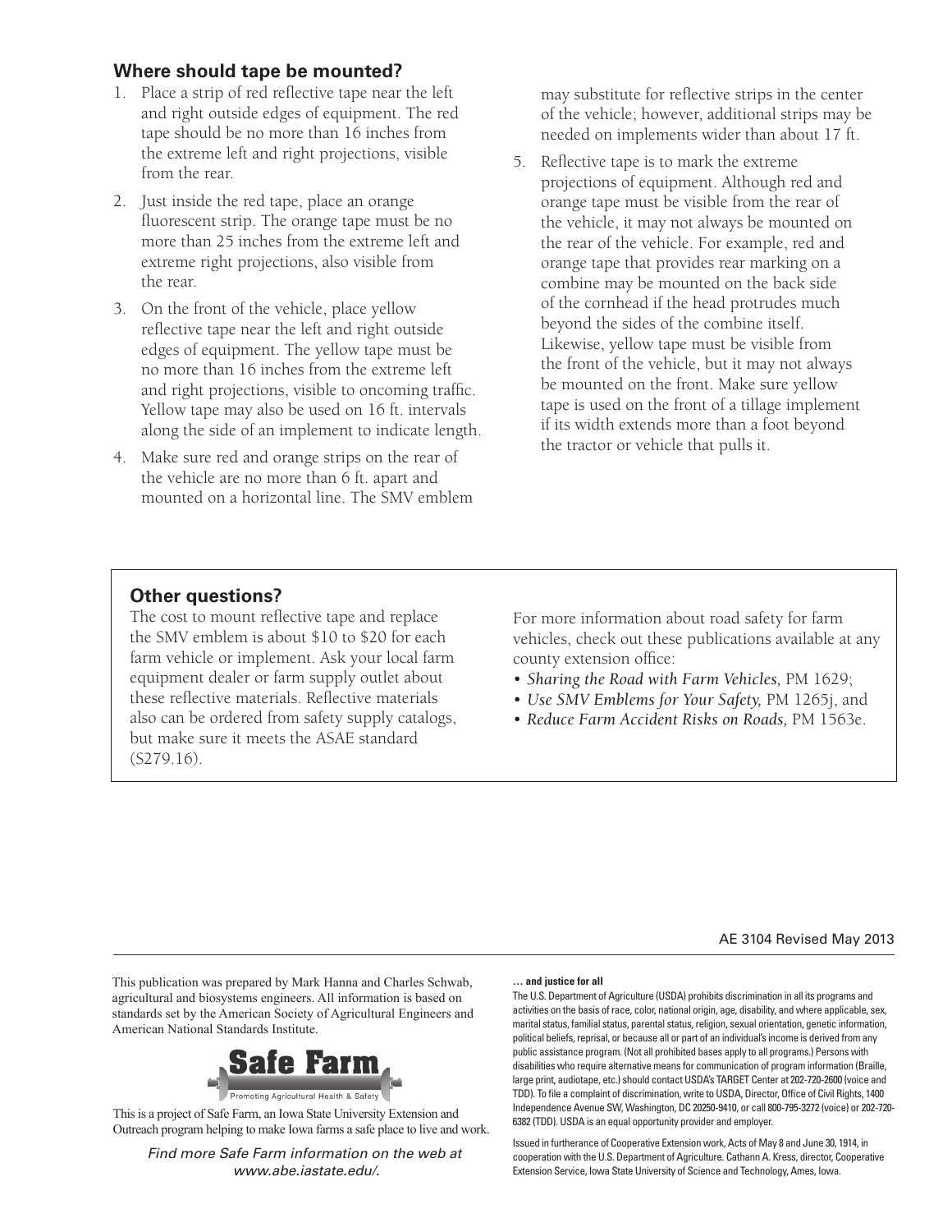## Where should tape be mounted?

1. Place a strip of red reflective tape near the left and right outside edges of equipment. The red tape should be no more than 16 inches from the extreme left and right projections, visible from the rear.
2. Just inside the red tape, place an orange fluorescent strip. The orange tape must be no more than 25 inches from the extreme left and extreme right projections, also visible from the rear.
3. On the front of the vehicle, place yellow reflective tape near the left and right outside edges of equipment. The yellow tape must be no more than 16 inches from the extreme left and right projections, visible to oncoming traffic. Yellow tape may also be used on 16 ft. intervals along the side of an implement to indicate length.
4. Make sure red and orange strips on the rear of the vehicle are no more than 6 ft. apart and mounted on a horizontal line. The SMV emblem may substitute for reflective strips in the center of the vehicle; however, additional strips may be needed on implements wider than about 17 ft.
5. Reflective tape is to mark the extreme projections of equipment. Although red and orange tape must be visible from the rear of the vehicle, it may not always be mounted on the rear of the vehicle. For example, red and orange tape that provides rear marking on a combine may be mounted on the back side of the cornhead if the head protrudes much beyond the sides of the combine itself. Likewise, yellow tape must be visible from the front of the vehicle, but it may not always be mounted on the front. Make sure yellow tape is used on the front of a tillage implement if its width extends more than a foot beyond the tractor or vehicle that pulls it.

## Other questions?

The cost to mount reflective tape and replace the SMV emblem is about $10 to $20 for each farm vehicle or implement. Ask your local farm equipment dealer or farm supply outlet about these reflective materials. Reflective materials also can be ordered from safety supply catalogs, but make sure it meets the ASAE standard (S279.16).

For more information about road safety for farm vehicles, check out these publications available at any county extension office:

- *Sharing the Road with Farm Vehicles,* PM 1629;
- *Use SMV Emblems for Your Safety,* PM 1265j, and
- *Reduce Farm Accident Risks on Roads,* PM 1563e.

AE 3104 Revised May 2013

This publication was prepared by Mark Hanna and Charles Schwab, agricultural and biosystems engineers. All information is based on standards set by the American Society of Agricultural Engineers and American National Standards Institute.

Safe Farm
Promoting Agricultural Health & Safety

This is a project of Safe Farm, an Iowa State University Extension and Outreach program helping to make Iowa farms a safe place to live and work.

*Find more Safe Farm information on the web at www.abe.iastate.edu/.*

**… and justice for all**

The U.S. Department of Agriculture (USDA) prohibits discrimination in all its programs and activities on the basis of race, color, national origin, age, disability, and where applicable, sex, marital status, familial status, parental status, religion, sexual orientation, genetic information, political beliefs, reprisal, or because all or part of an individual's income is derived from any public assistance program. (Not all prohibited bases apply to all programs.) Persons with disabilities who require alternative means for communication of program information (Braille, large print, audiotape, etc.) should contact USDA's TARGET Center at 202-720-2600 (voice and TDD). To file a complaint of discrimination, write to USDA, Director, Office of Civil Rights, 1400 Independence Avenue SW, Washington, DC 20250-9410, or call 800-795-3272 (voice) or 202-720-6382 (TDD). USDA is an equal opportunity provider and employer.

Issued in furtherance of Cooperative Extension work, Acts of May 8 and June 30, 1914, in cooperation with the U.S. Department of Agriculture. Cathann A. Kress, director, Cooperative Extension Service, Iowa State University of Science and Technology, Ames, Iowa.